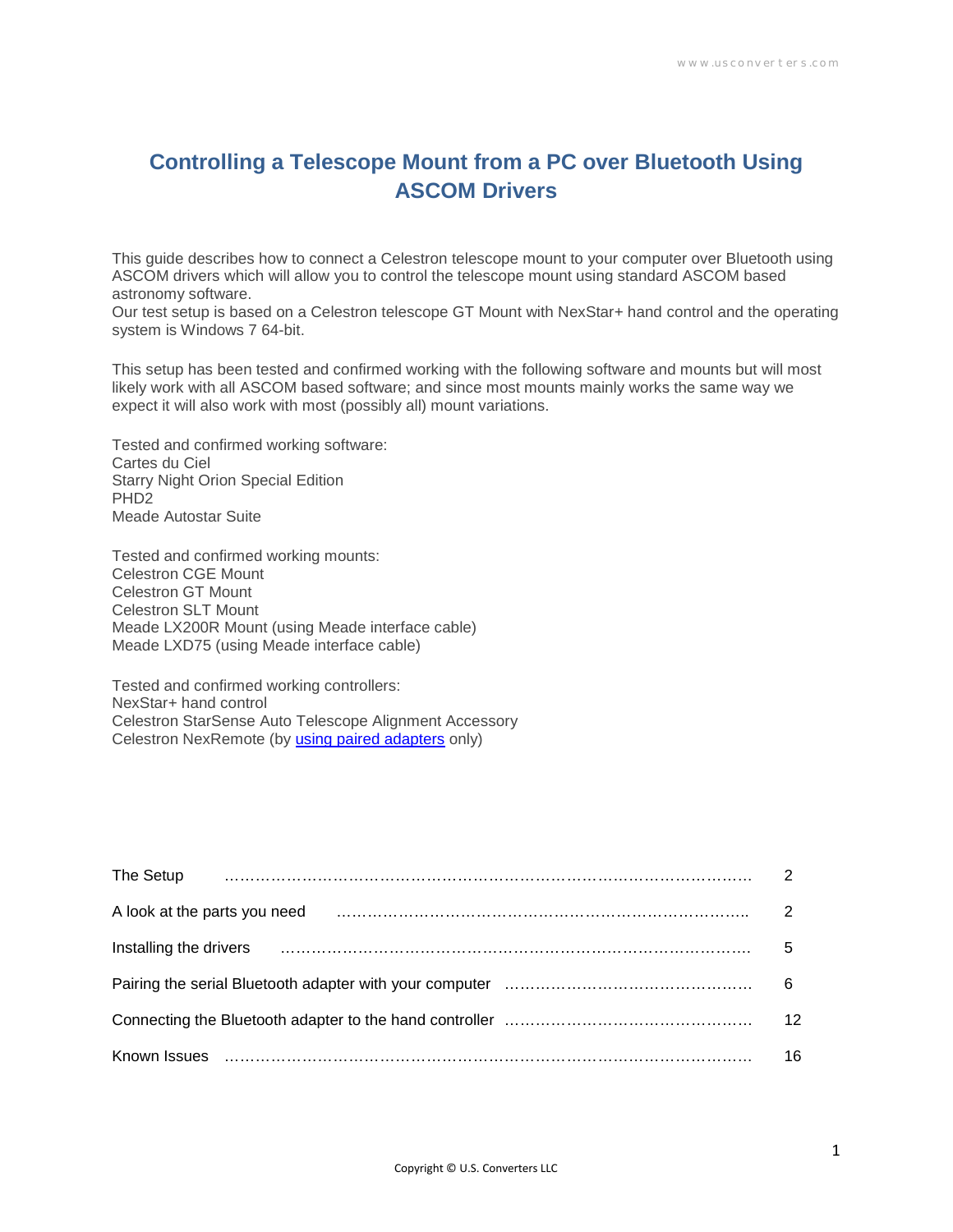# Controlling a Telescope Mount from a PC over Bluetooth Using ASCOM Drivers

This guide describes how to connect a Celestron telescope mount to your computer over Bluetooth using ASCOM drivers which will allow you to control the telescope mount using standard ASCOM based astronomy software.
Our test setup is based on a Celestron telescope GT Mount with NexStar+ hand control and the operating system is Windows 7 64-bit.

This setup has been tested and confirmed working with the following software and mounts but will most likely work with all ASCOM based software; and since most mounts mainly works the same way we expect it will also work with most (possibly all) mount variations.

Tested and confirmed working software:
Cartes du Ciel
Starry Night Orion Special Edition
PHD2
Meade Autostar Suite

Tested and confirmed working mounts:
Celestron CGE Mount
Celestron GT Mount
Celestron SLT Mount
Meade LX200R Mount (using Meade interface cable)
Meade LXD75 (using Meade interface cable)

Tested and confirmed working controllers:
NexStar+ hand control
Celestron StarSense Auto Telescope Alignment Accessory
Celestron NexRemote (by using paired adapters only)

| | |
|---|---|
| The Setup | 2 |
| A look at the parts you need | 2 |
| Installing the drivers | 5 |
| Pairing the serial Bluetooth adapter with your computer | 6 |
| Connecting the Bluetooth adapter to the hand controller | 12 |
| Known Issues | 16 |

Copyright © U.S. Converters LLC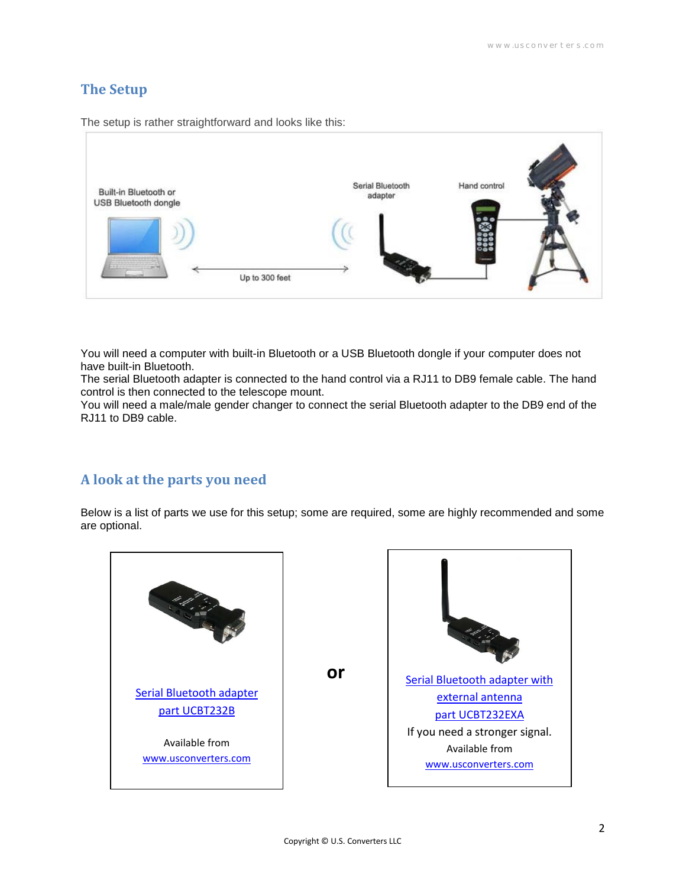## The Setup

The setup is rather straightforward and looks like this:

Built-in Bluetooth or USB Bluetooth dongle

Serial Bluetooth adapter

Hand control

Up to 300 feet

You will need a computer with built-in Bluetooth or a USB Bluetooth dongle if your computer does not have built-in Bluetooth.
The serial Bluetooth adapter is connected to the hand control via a RJ11 to DB9 female cable. The hand control is then connected to the telescope mount.
You will need a male/male gender changer to connect the serial Bluetooth adapter to the DB9 end of the RJ11 to DB9 cable.

## A look at the parts you need

Below is a list of parts we use for this setup; some are required, some are highly recommended and some are optional.

Serial Bluetooth adapter
part UCBT232B

Available from
www.usconverters.com

**or**

Serial Bluetooth adapter with external antenna
part UCBT232EXA
If you need a stronger signal.
Available from
www.usconverters.com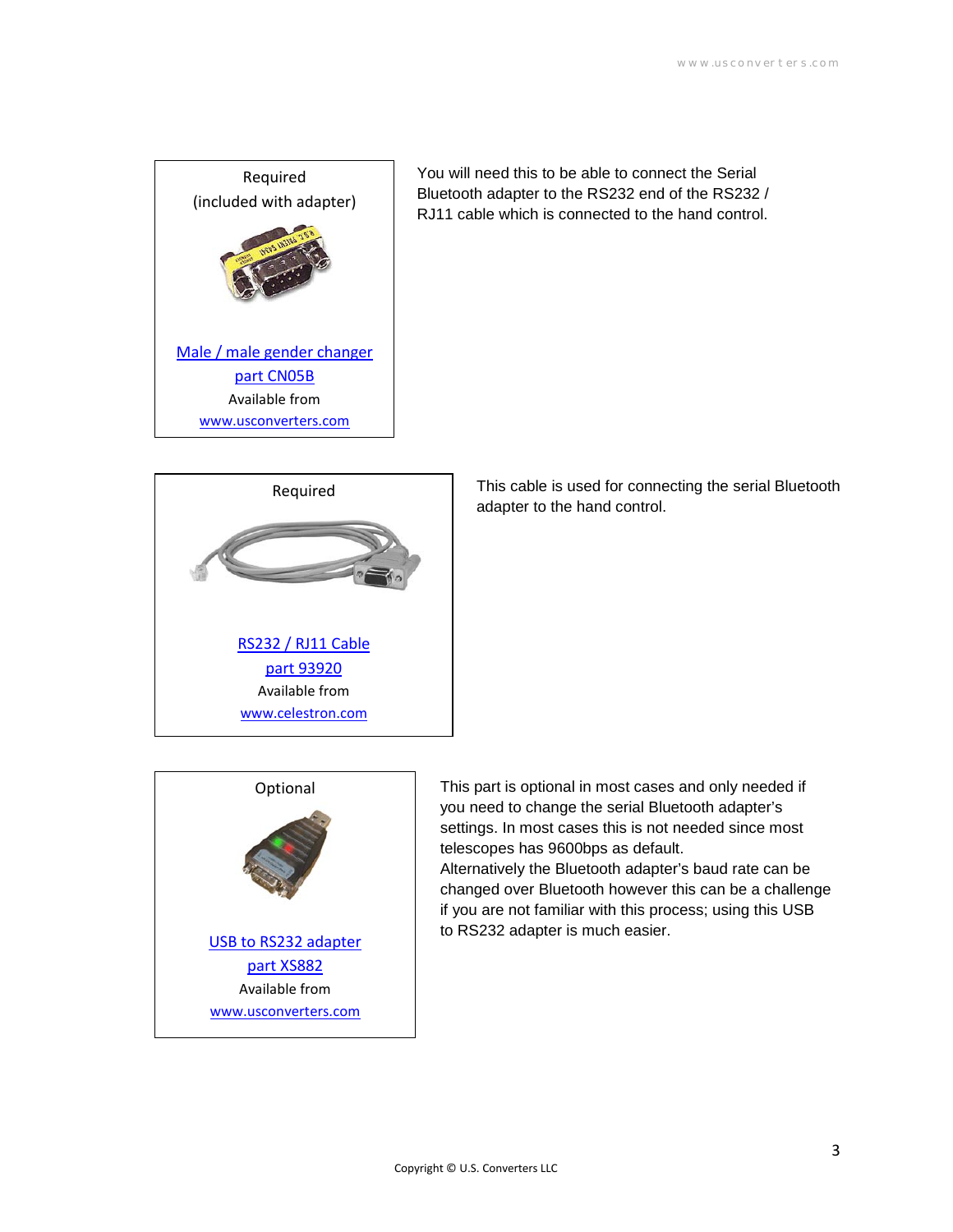Required
(included with adapter)

Male / male gender changer
part CN05B
Available from
www.usconverters.com

You will need this to be able to connect the Serial Bluetooth adapter to the RS232 end of the RS232 / RJ11 cable which is connected to the hand control.

Required

RS232 / RJ11 Cable
part 93920
Available from
www.celestron.com

This cable is used for connecting the serial Bluetooth adapter to the hand control.

Optional

USB to RS232 adapter
part XS882
Available from
www.usconverters.com

This part is optional in most cases and only needed if you need to change the serial Bluetooth adapter's settings. In most cases this is not needed since most telescopes has 9600bps as default.
Alternatively the Bluetooth adapter's baud rate can be changed over Bluetooth however this can be a challenge if you are not familiar with this process; using this USB to RS232 adapter is much easier.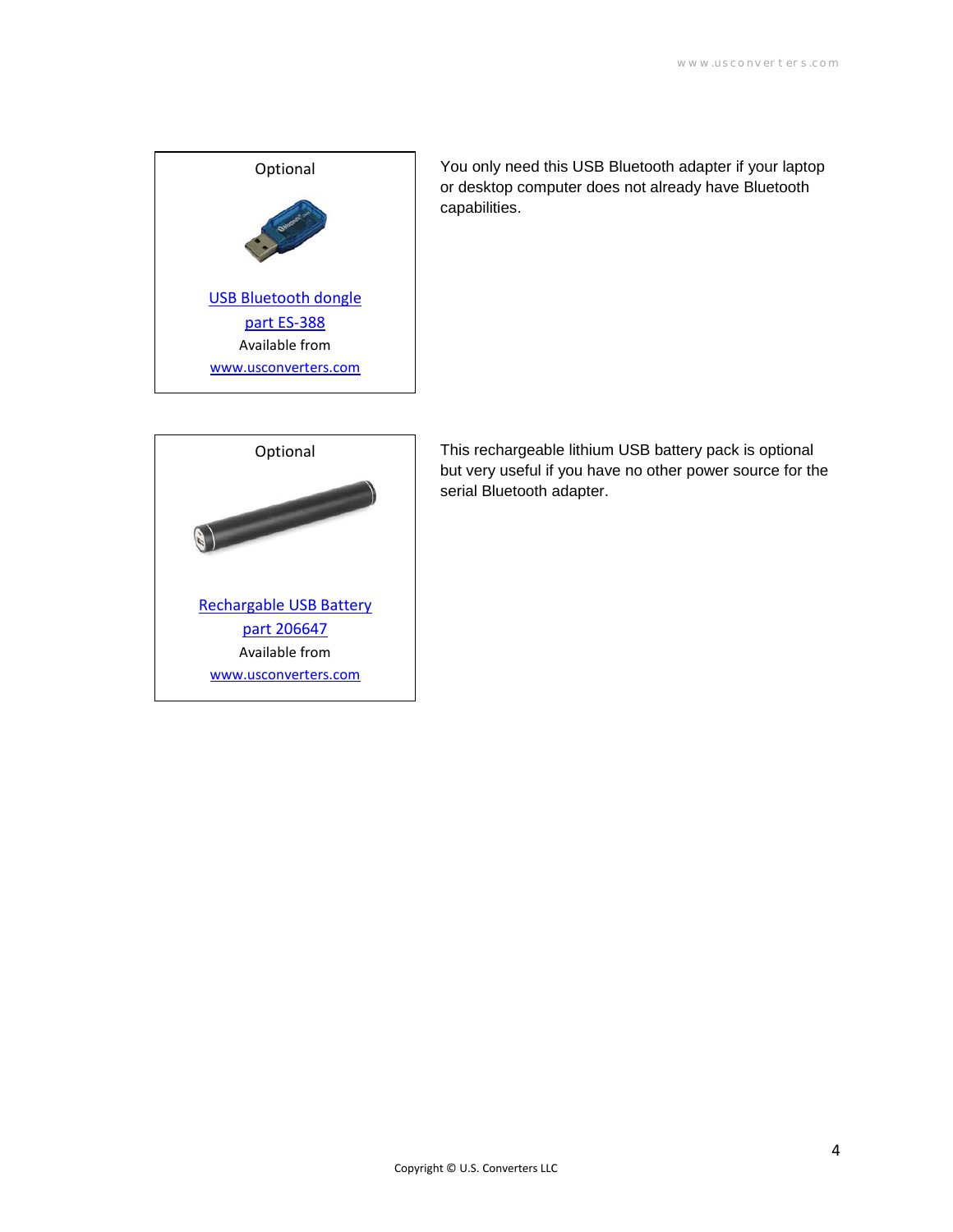Optional

USB Bluetooth dongle

part ES-388

Available from

www.usconverters.com

You only need this USB Bluetooth adapter if your laptop or desktop computer does not already have Bluetooth capabilities.

Optional

Rechargable USB Battery

part 206647

Available from

www.usconverters.com

This rechargeable lithium USB battery pack is optional but very useful if you have no other power source for the serial Bluetooth adapter.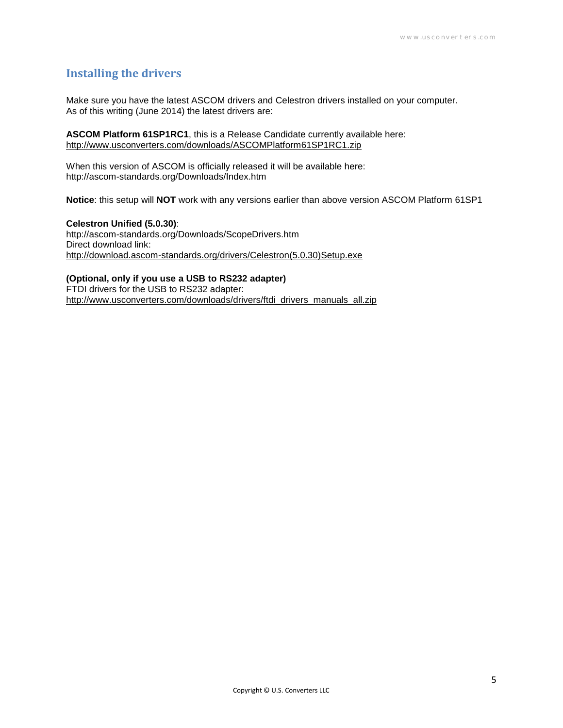## Installing the drivers

Make sure you have the latest ASCOM drivers and Celestron drivers installed on your computer.
As of this writing (June 2014) the latest drivers are:

**ASCOM Platform 61SP1RC1**, this is a Release Candidate currently available here:
http://www.usconverters.com/downloads/ASCOMPlatform61SP1RC1.zip

When this version of ASCOM is officially released it will be available here:
http://ascom-standards.org/Downloads/Index.htm

**Notice**: this setup will **NOT** work with any versions earlier than above version ASCOM Platform 61SP1

**Celestron Unified (5.0.30)**:
http://ascom-standards.org/Downloads/ScopeDrivers.htm
Direct download link:
http://download.ascom-standards.org/drivers/Celestron(5.0.30)Setup.exe

**(Optional, only if you use a USB to RS232 adapter)**
FTDI drivers for the USB to RS232 adapter:
http://www.usconverters.com/downloads/drivers/ftdi_drivers_manuals_all.zip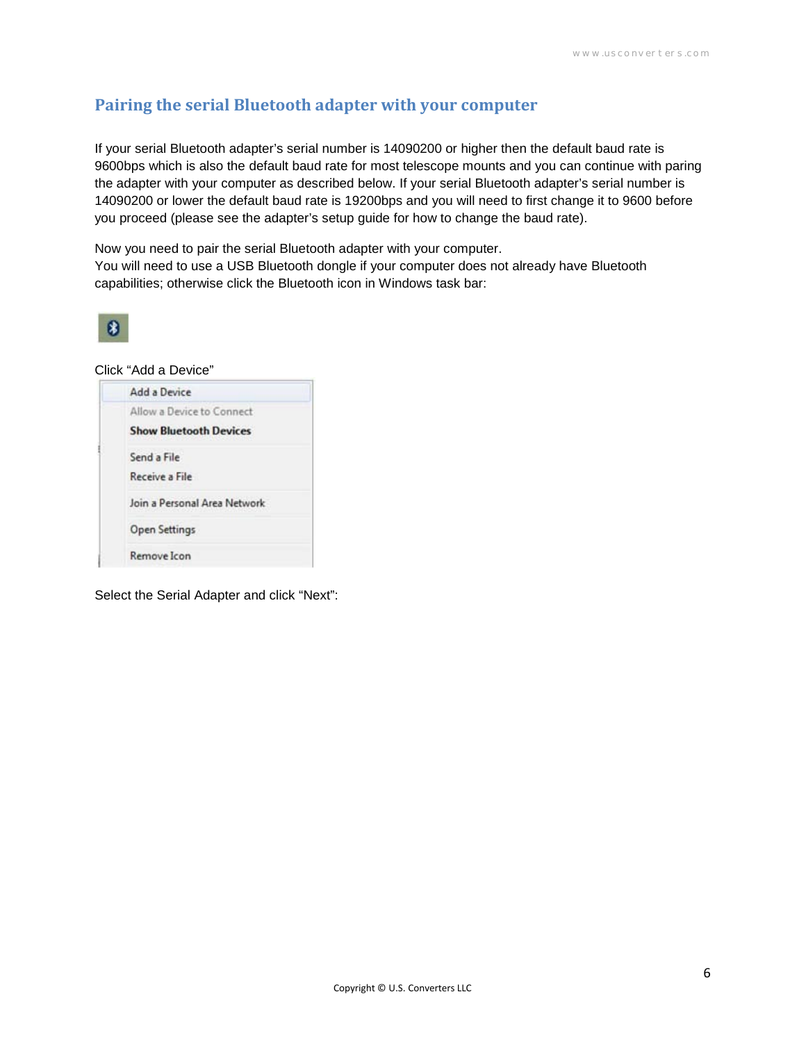## Pairing the serial Bluetooth adapter with your computer

If your serial Bluetooth adapter's serial number is 14090200 or higher then the default baud rate is 9600bps which is also the default baud rate for most telescope mounts and you can continue with paring the adapter with your computer as described below. If your serial Bluetooth adapter's serial number is 14090200 or lower the default baud rate is 19200bps and you will need to first change it to 9600 before you proceed (please see the adapter's setup guide for how to change the baud rate).

Now you need to pair the serial Bluetooth adapter with your computer.
You will need to use a USB Bluetooth dongle if your computer does not already have Bluetooth capabilities; otherwise click the Bluetooth icon in Windows task bar:

Click "Add a Device"

Select the Serial Adapter and click "Next":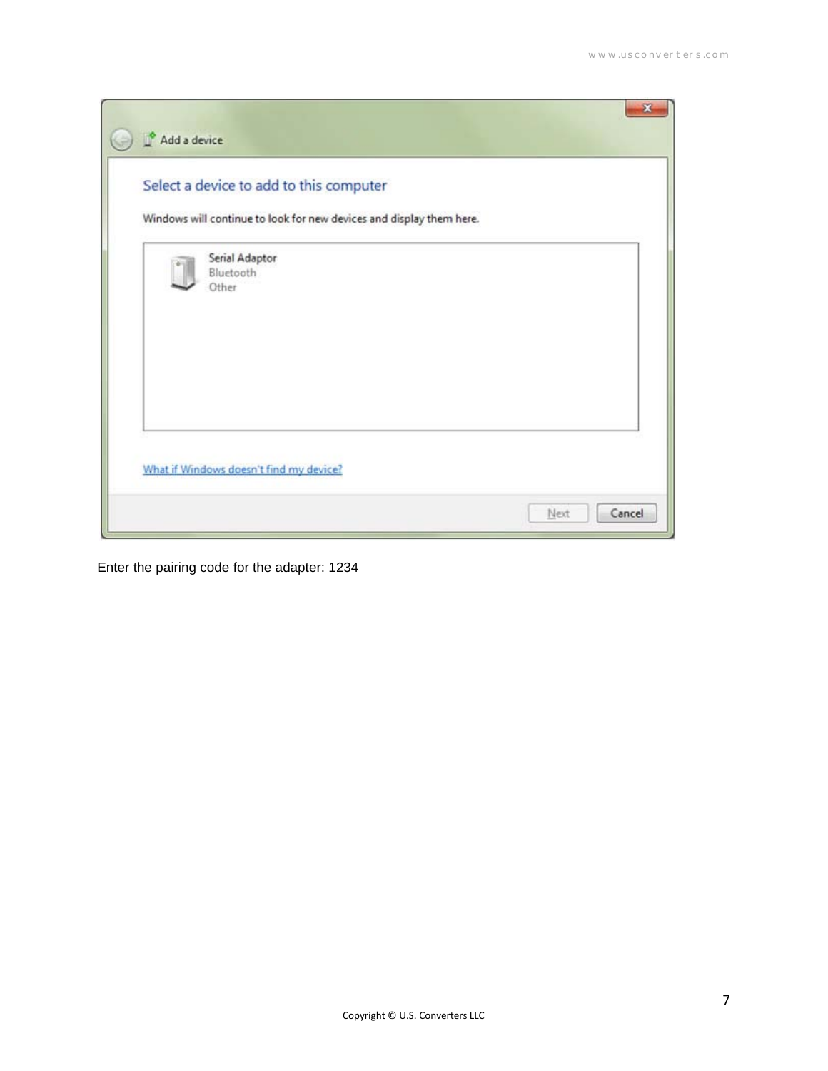Enter the pairing code for the adapter: 1234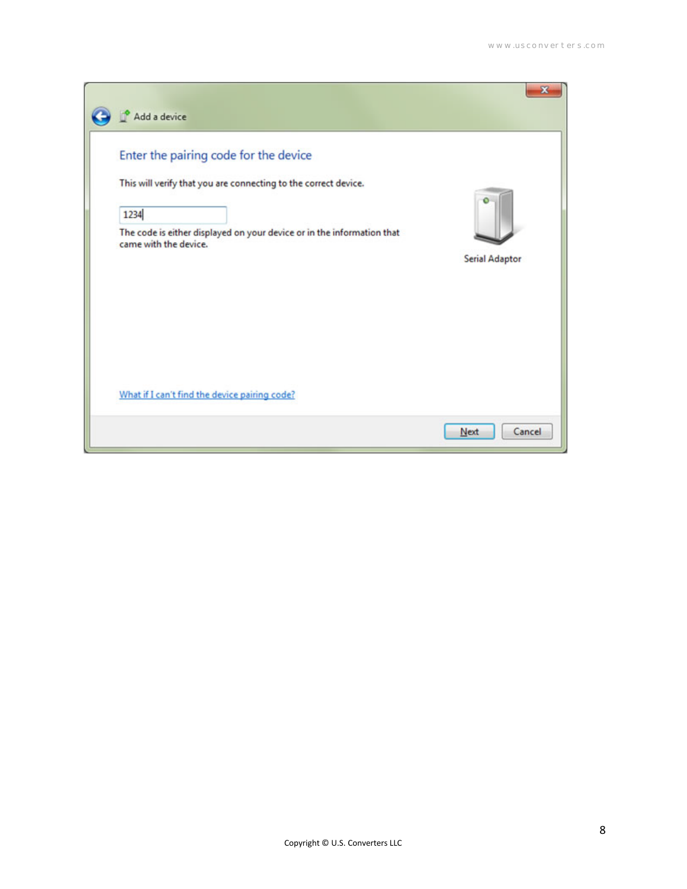Add a device

## Enter the pairing code for the device

This will verify that you are connecting to the correct device.

1234

The code is either displayed on your device or in the information that came with the device.

Serial Adaptor

What if I can't find the device pairing code?

Next Cancel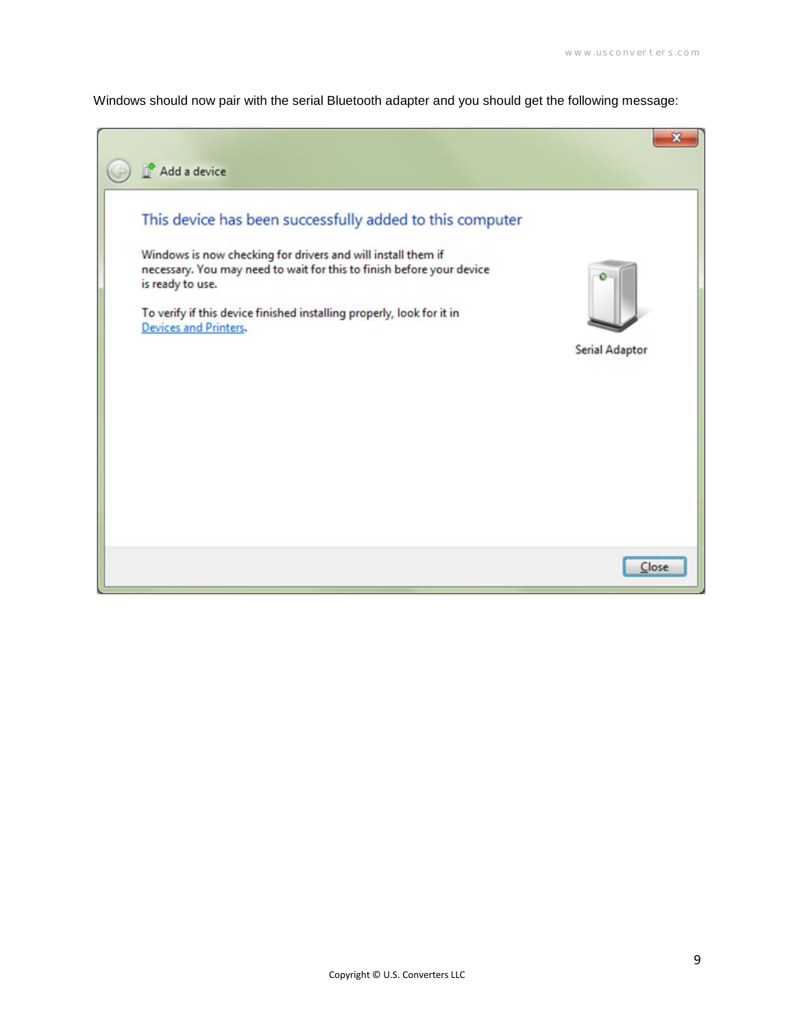Windows should now pair with the serial Bluetooth adapter and you should get the following message: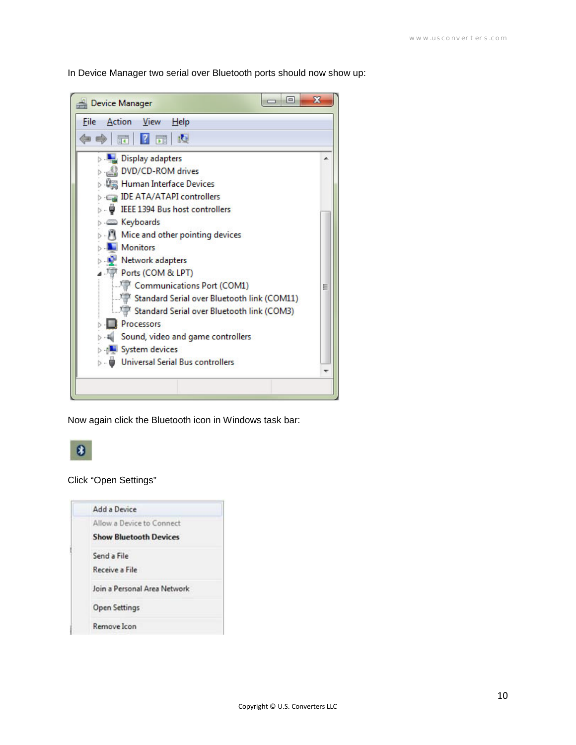In Device Manager two serial over Bluetooth ports should now show up:

Now again click the Bluetooth icon in Windows task bar:

Click "Open Settings"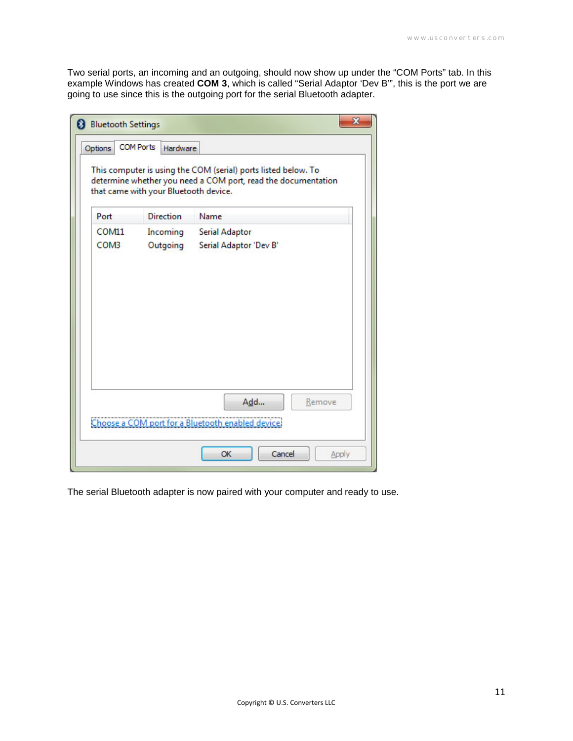Two serial ports, an incoming and an outgoing, should now show up under the “COM Ports” tab. In this example Windows has created **COM 3**, which is called “Serial Adaptor ‘Dev B’”, this is the port we are going to use since this is the outgoing port for the serial Bluetooth adapter.

The serial Bluetooth adapter is now paired with your computer and ready to use.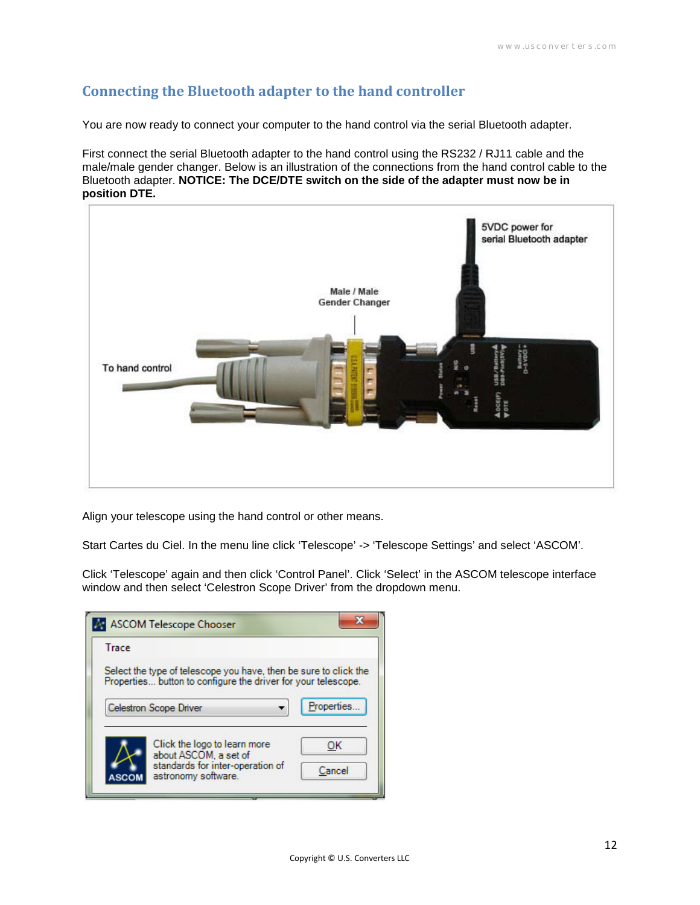## Connecting the Bluetooth adapter to the hand controller

You are now ready to connect your computer to the hand control via the serial Bluetooth adapter.

First connect the serial Bluetooth adapter to the hand control using the RS232 / RJ11 cable and the male/male gender changer. Below is an illustration of the connections from the hand control cable to the Bluetooth adapter. **NOTICE: The DCE/DTE switch on the side of the adapter must now be in position DTE.**

Align your telescope using the hand control or other means.

Start Cartes du Ciel. In the menu line click 'Telescope' -> 'Telescope Settings' and select 'ASCOM'.

Click 'Telescope' again and then click 'Control Panel'. Click 'Select' in the ASCOM telescope interface window and then select 'Celestron Scope Driver' from the dropdown menu.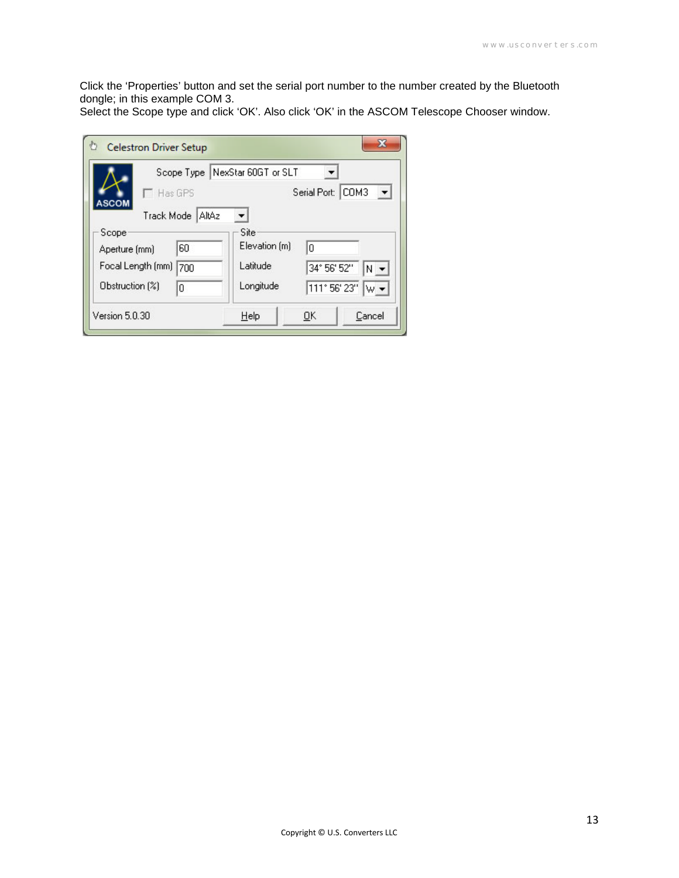Click the ‘Properties’ button and set the serial port number to the number created by the Bluetooth dongle; in this example COM 3.
Select the Scope type and click ‘OK’. Also click ‘OK’ in the ASCOM Telescope Chooser window.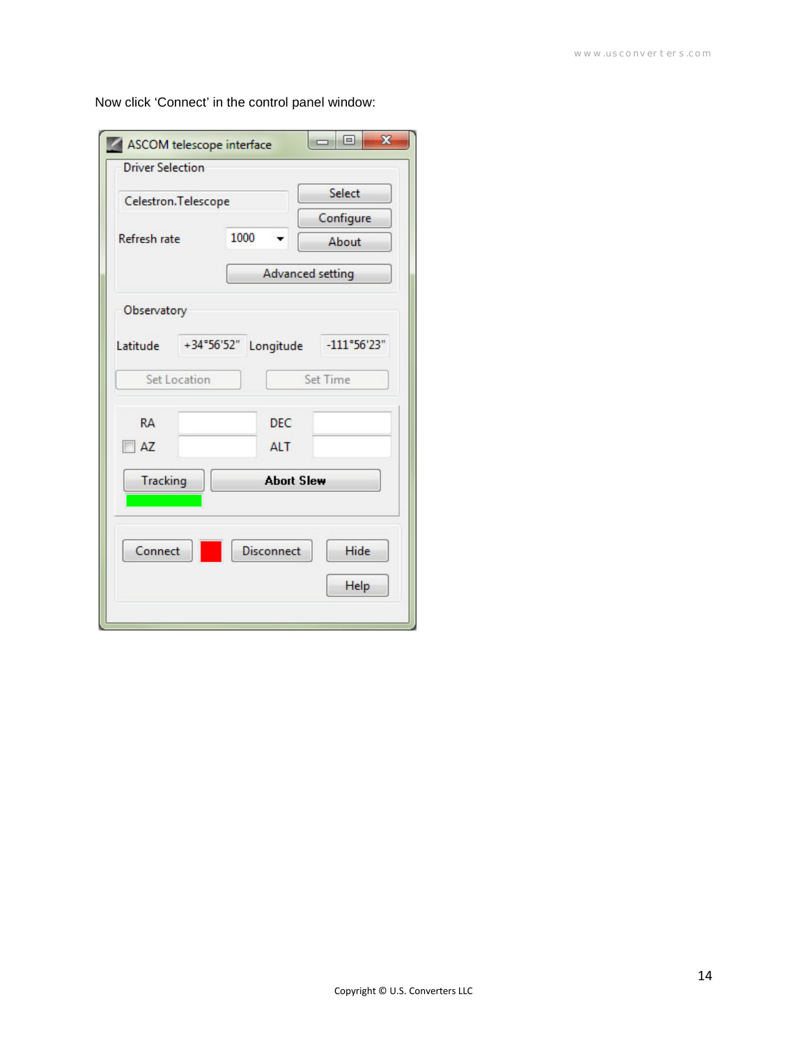Now click ‘Connect’ in the control panel window: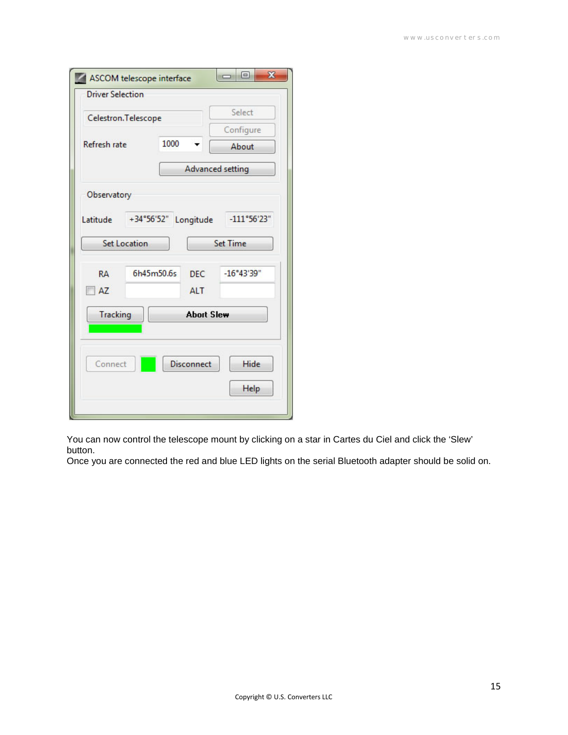You can now control the telescope mount by clicking on a star in Cartes du Ciel and click the 'Slew' button.
Once you are connected the red and blue LED lights on the serial Bluetooth adapter should be solid on.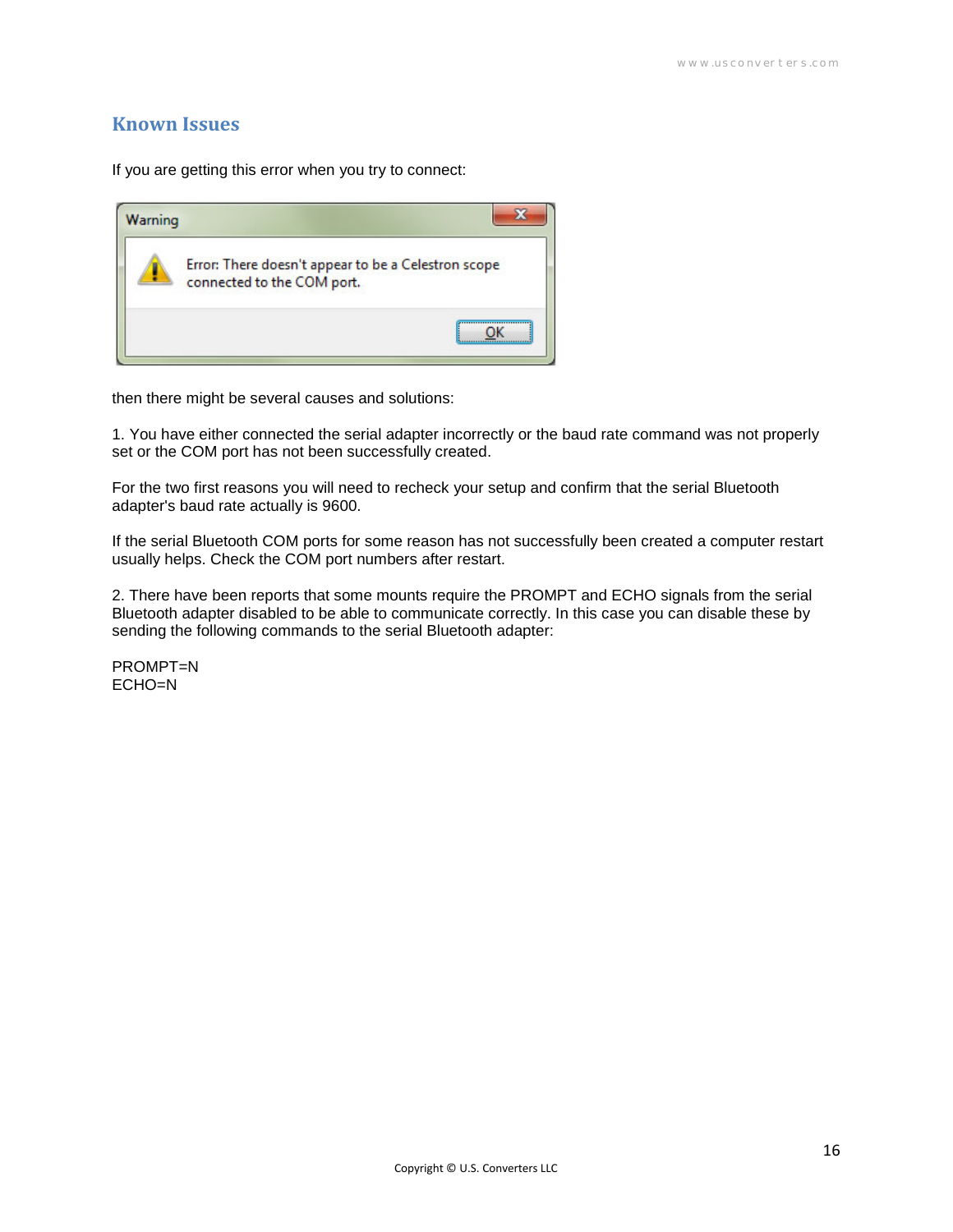## Known Issues

If you are getting this error when you try to connect:

Warning

Error: There doesn't appear to be a Celestron scope connected to the COM port.

OK

then there might be several causes and solutions:

1. You have either connected the serial adapter incorrectly or the baud rate command was not properly set or the COM port has not been successfully created.

For the two first reasons you will need to recheck your setup and confirm that the serial Bluetooth adapter's baud rate actually is 9600.

If the serial Bluetooth COM ports for some reason has not successfully been created a computer restart usually helps. Check the COM port numbers after restart.

2. There have been reports that some mounts require the PROMPT and ECHO signals from the serial Bluetooth adapter disabled to be able to communicate correctly. In this case you can disable these by sending the following commands to the serial Bluetooth adapter:

PROMPT=N
ECHO=N

Copyright © U.S. Converters LLC